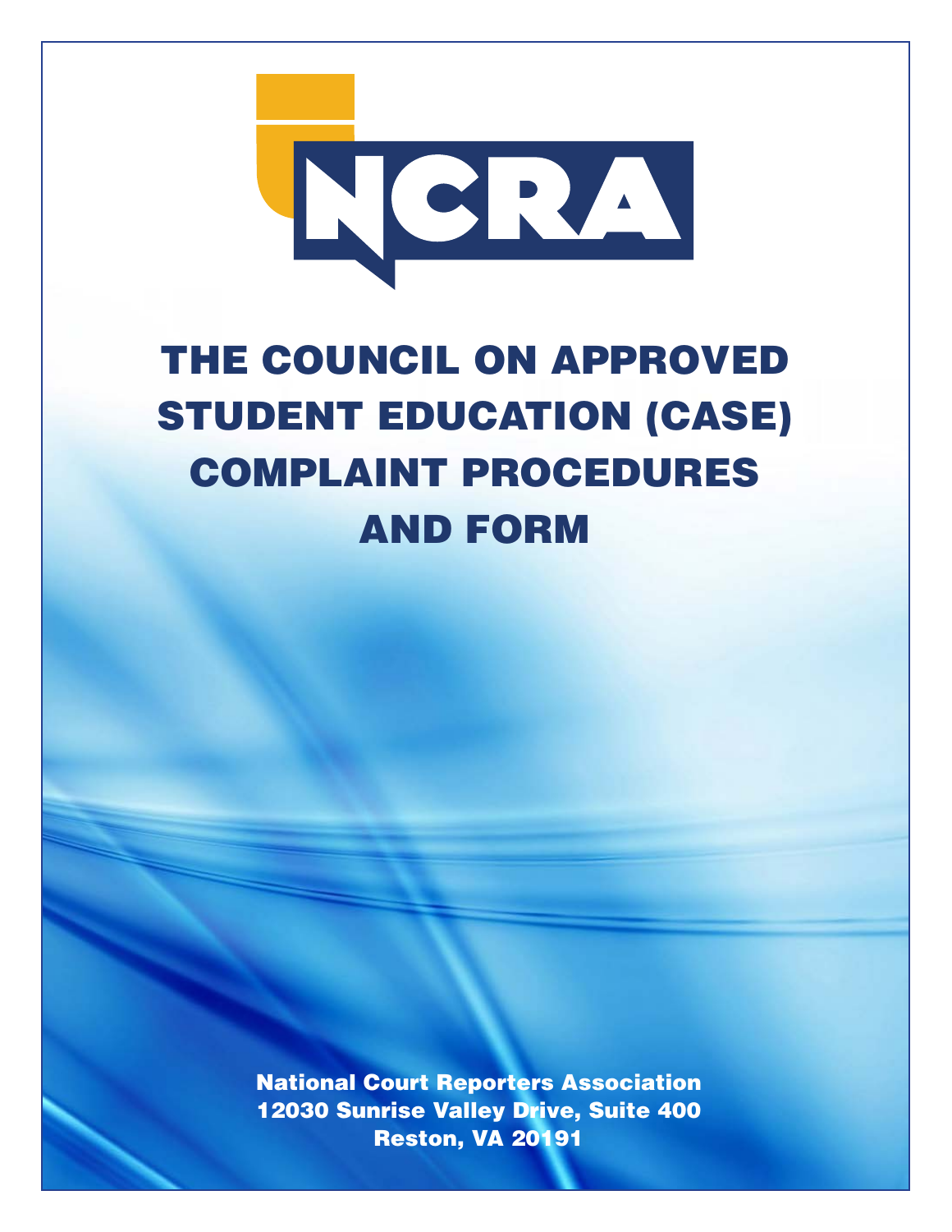NCRA

# THE COUNCIL ON APPROVED STUDENT EDUCATION (CASE) COMPLAINT PROCEDURES AND FORM

**National Court Reporters Association**
**12030 Sunrise Valley Drive, Suite 400**
**Reston, VA 20191**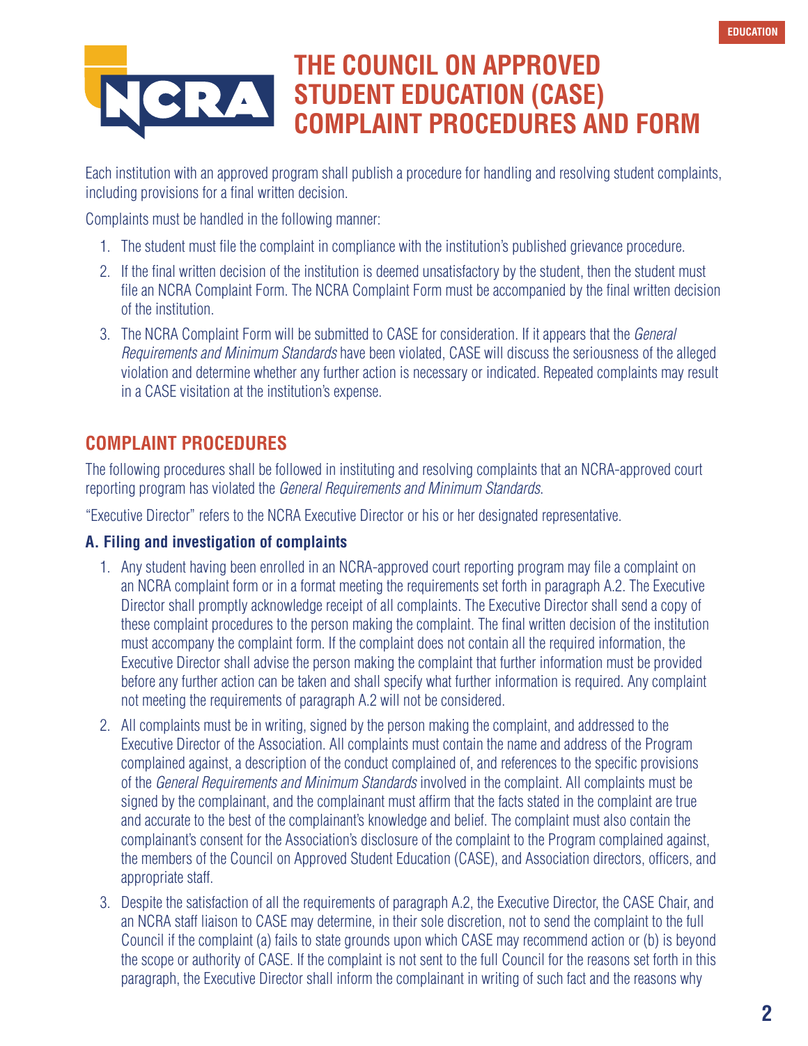# THE COUNCIL ON APPROVED STUDENT EDUCATION (CASE) COMPLAINT PROCEDURES AND FORM

Each institution with an approved program shall publish a procedure for handling and resolving student complaints, including provisions for a final written decision.

Complaints must be handled in the following manner:

1. The student must file the complaint in compliance with the institution's published grievance procedure.
2. If the final written decision of the institution is deemed unsatisfactory by the student, then the student must file an NCRA Complaint Form. The NCRA Complaint Form must be accompanied by the final written decision of the institution.
3. The NCRA Complaint Form will be submitted to CASE for consideration. If it appears that the *General Requirements and Minimum Standards* have been violated, CASE will discuss the seriousness of the alleged violation and determine whether any further action is necessary or indicated. Repeated complaints may result in a CASE visitation at the institution's expense.

## COMPLAINT PROCEDURES

The following procedures shall be followed in instituting and resolving complaints that an NCRA-approved court reporting program has violated the *General Requirements and Minimum Standards*.

"Executive Director" refers to the NCRA Executive Director or his or her designated representative.

### A. Filing and investigation of complaints

1. Any student having been enrolled in an NCRA-approved court reporting program may file a complaint on an NCRA complaint form or in a format meeting the requirements set forth in paragraph A.2. The Executive Director shall promptly acknowledge receipt of all complaints. The Executive Director shall send a copy of these complaint procedures to the person making the complaint. The final written decision of the institution must accompany the complaint form. If the complaint does not contain all the required information, the Executive Director shall advise the person making the complaint that further information must be provided before any further action can be taken and shall specify what further information is required. Any complaint not meeting the requirements of paragraph A.2 will not be considered.
2. All complaints must be in writing, signed by the person making the complaint, and addressed to the Executive Director of the Association. All complaints must contain the name and address of the Program complained against, a description of the conduct complained of, and references to the specific provisions of the *General Requirements and Minimum Standards* involved in the complaint. All complaints must be signed by the complainant, and the complainant must affirm that the facts stated in the complaint are true and accurate to the best of the complainant's knowledge and belief. The complaint must also contain the complainant's consent for the Association's disclosure of the complaint to the Program complained against, the members of the Council on Approved Student Education (CASE), and Association directors, officers, and appropriate staff.
3. Despite the satisfaction of all the requirements of paragraph A.2, the Executive Director, the CASE Chair, and an NCRA staff liaison to CASE may determine, in their sole discretion, not to send the complaint to the full Council if the complaint (a) fails to state grounds upon which CASE may recommend action or (b) is beyond the scope or authority of CASE. If the complaint is not sent to the full Council for the reasons set forth in this paragraph, the Executive Director shall inform the complainant in writing of such fact and the reasons why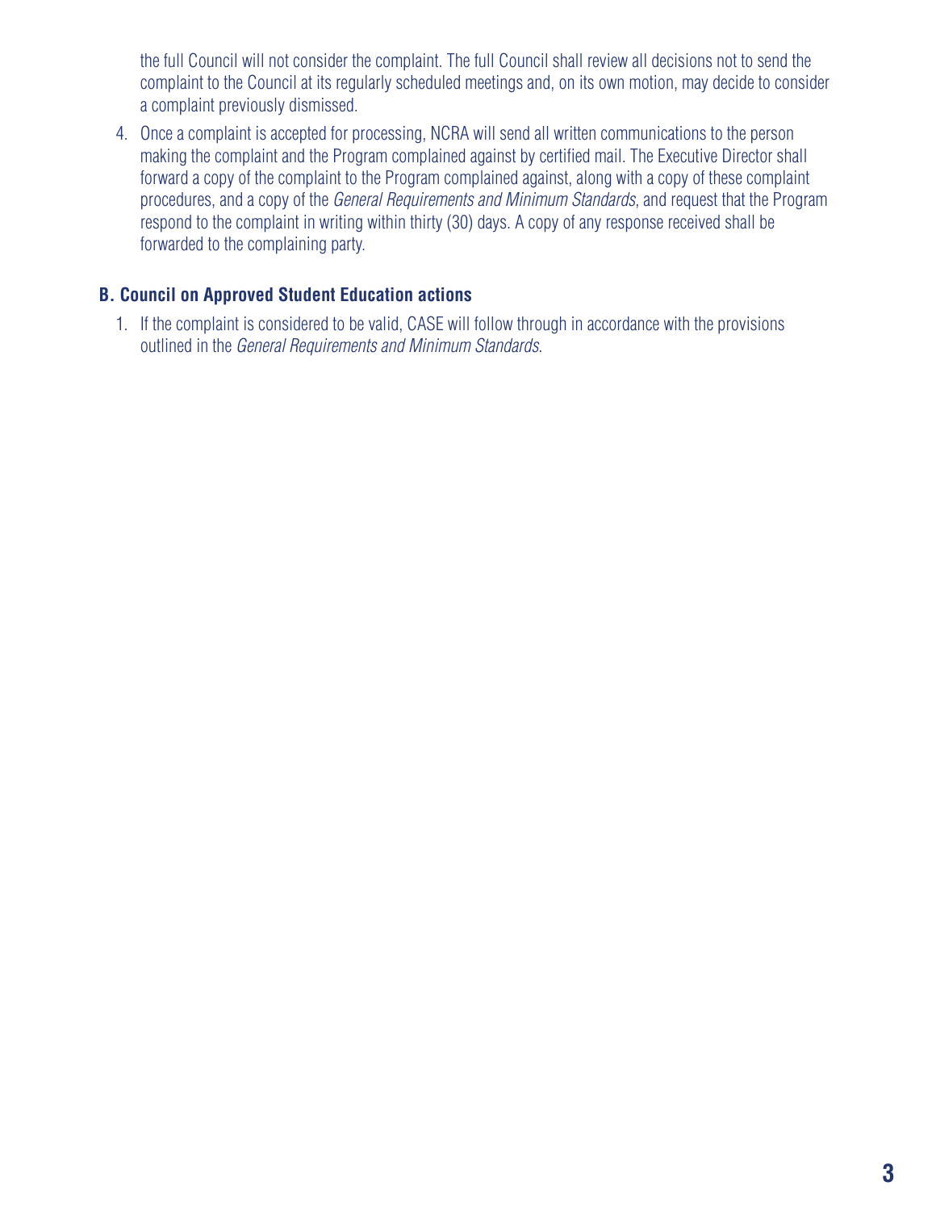the full Council will not consider the complaint. The full Council shall review all decisions not to send the complaint to the Council at its regularly scheduled meetings and, on its own motion, may decide to consider a complaint previously dismissed.

4. Once a complaint is accepted for processing, NCRA will send all written communications to the person making the complaint and the Program complained against by certified mail. The Executive Director shall forward a copy of the complaint to the Program complained against, along with a copy of these complaint procedures, and a copy of the *General Requirements and Minimum Standards*, and request that the Program respond to the complaint in writing within thirty (30) days. A copy of any response received shall be forwarded to the complaining party.

### B. Council on Approved Student Education actions

1. If the complaint is considered to be valid, CASE will follow through in accordance with the provisions outlined in the *General Requirements and Minimum Standards*.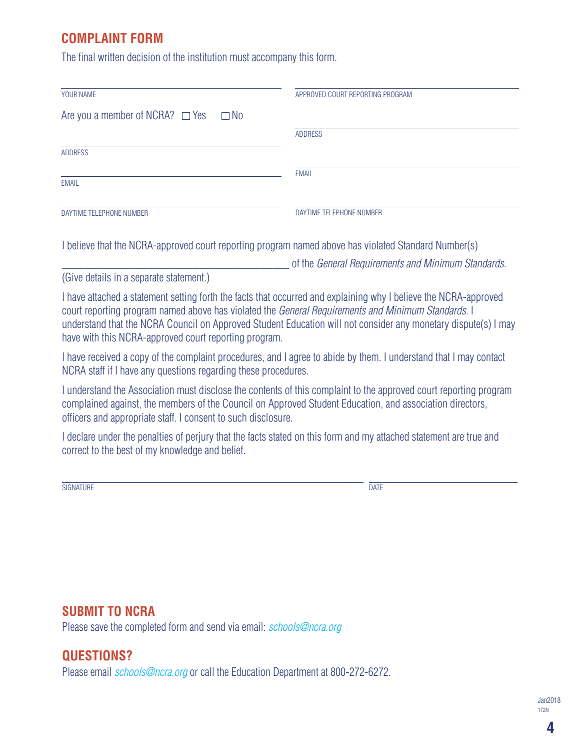## COMPLAINT FORM

The final written decision of the institution must accompany this form.

YOUR NAME

Are you a member of NCRA? ☐ Yes ☐ No

ADDRESS

EMAIL

DAYTIME TELEPHONE NUMBER

APPROVED COURT REPORTING PROGRAM

ADDRESS

EMAIL

DAYTIME TELEPHONE NUMBER

I believe that the NCRA-approved court reporting program named above has violated Standard Number(s) ________________________________________ of the *General Requirements and Minimum Standards*.

(Give details in a separate statement.)

I have attached a statement setting forth the facts that occurred and explaining why I believe the NCRA-approved court reporting program named above has violated the *General Requirements and Minimum Standards*. I understand that the NCRA Council on Approved Student Education will not consider any monetary dispute(s) I may have with this NCRA-approved court reporting program.

I have received a copy of the complaint procedures, and I agree to abide by them. I understand that I may contact NCRA staff if I have any questions regarding these procedures.

I understand the Association must disclose the contents of this complaint to the approved court reporting program complained against, the members of the Council on Approved Student Education, and association directors, officers and appropriate staff. I consent to such disclosure.

I declare under the penalties of perjury that the facts stated on this form and my attached statement are true and correct to the best of my knowledge and belief.

SIGNATURE

DATE

## SUBMIT TO NCRA

Please save the completed form and send via email: *schools@ncra.org*

## QUESTIONS?

Please email *schools@ncra.org* or call the Education Department at 800-272-6272.

Jan2018
172N